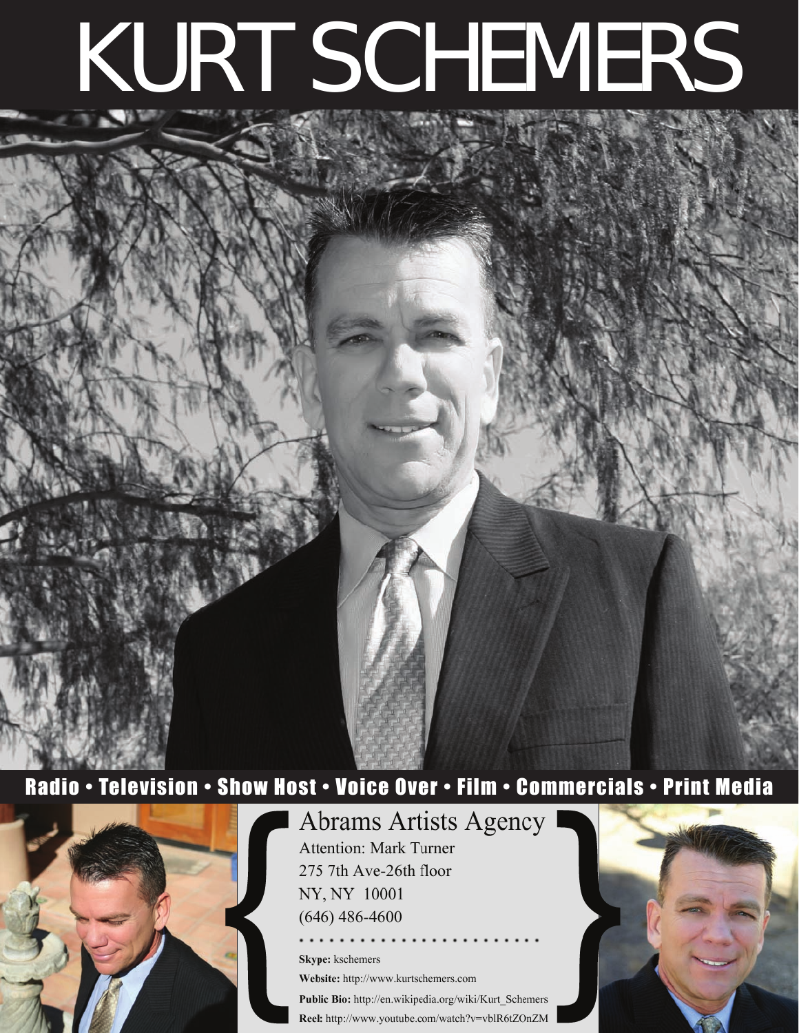# KURT SCHEMERS

Radio • Television • Show Host • Voice Over • Film • Commercials • Print Media

Abrams Artists Agency
Attention: Mark Turner
275 7th Ave-26th floor
NY, NY 10001
(646) 486-4600

**Skype:** kschemers

**Website:** http://www.kurtschemers.com

**Public Bio:** http://en.wikipedia.org/wiki/Kurt_Schemers

**Reel:** http://www.youtube.com/watch?v=vblR6tZOnZM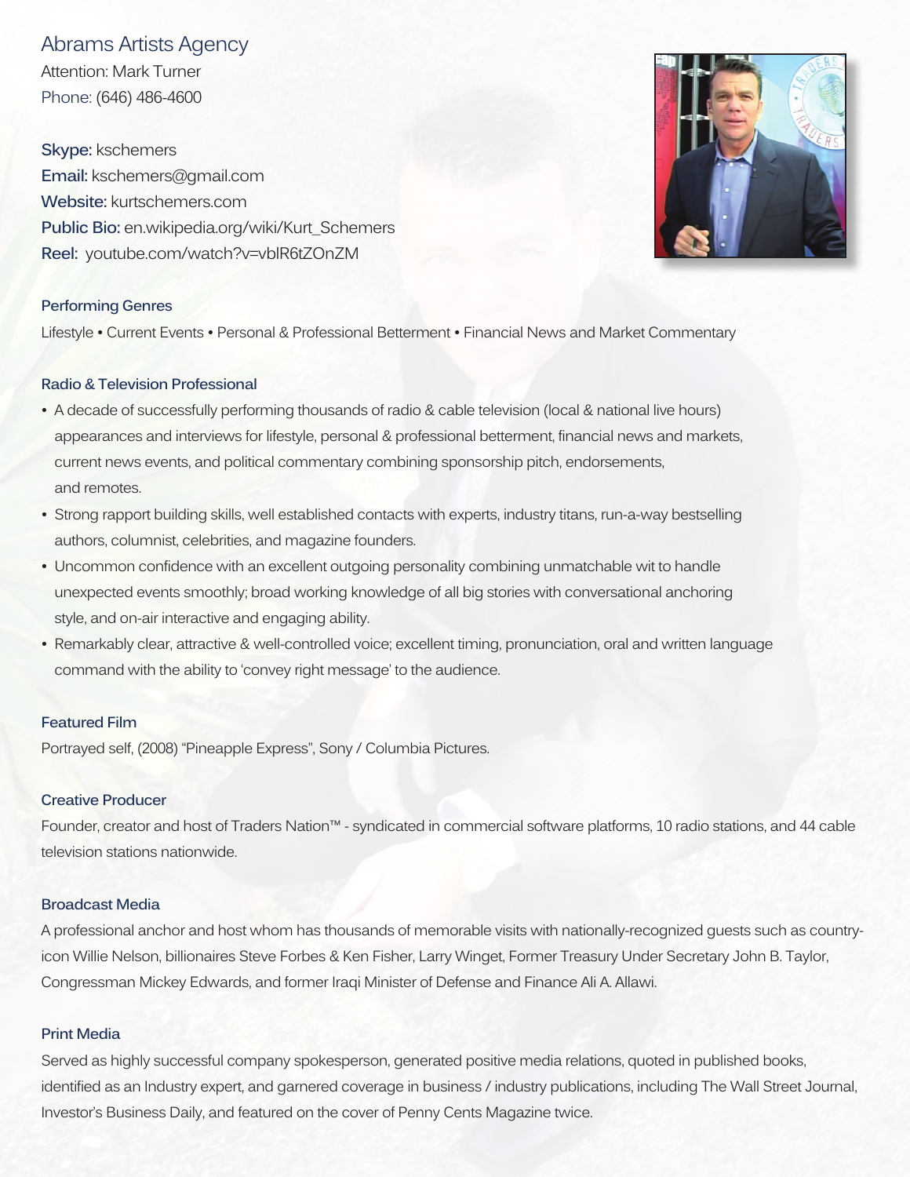Abrams Artists Agency
Attention: Mark Turner
Phone: (646) 486-4600

**Skype:** kschemers
**Email:** kschemers@gmail.com
**Website:** kurtschemers.com
**Public Bio:** en.wikipedia.org/wiki/Kurt_Schemers
**Reel:** youtube.com/watch?v=vblR6tZOnZM

### Performing Genres

Lifestyle • Current Events • Personal & Professional Betterment • Financial News and Market Commentary

### Radio & Television Professional

- A decade of successfully performing thousands of radio & cable television (local & national live hours) appearances and interviews for lifestyle, personal & professional betterment, financial news and markets, current news events, and political commentary combining sponsorship pitch, endorsements, and remotes.
- Strong rapport building skills, well established contacts with experts, industry titans, run-a-way bestselling authors, columnist, celebrities, and magazine founders.
- Uncommon confidence with an excellent outgoing personality combining unmatchable wit to handle unexpected events smoothly; broad working knowledge of all big stories with conversational anchoring style, and on-air interactive and engaging ability.
- Remarkably clear, attractive & well-controlled voice; excellent timing, pronunciation, oral and written language command with the ability to 'convey right message' to the audience.

### Featured Film

Portrayed self, (2008) "Pineapple Express", Sony / Columbia Pictures.

### Creative Producer

Founder, creator and host of Traders Nation™ - syndicated in commercial software platforms, 10 radio stations, and 44 cable television stations nationwide.

### Broadcast Media

A professional anchor and host whom has thousands of memorable visits with nationally-recognized guests such as country-icon Willie Nelson, billionaires Steve Forbes & Ken Fisher, Larry Winget, Former Treasury Under Secretary John B. Taylor, Congressman Mickey Edwards, and former Iraqi Minister of Defense and Finance Ali A. Allawi.

### Print Media

Served as highly successful company spokesperson, generated positive media relations, quoted in published books, identified as an Industry expert, and garnered coverage in business / industry publications, including The Wall Street Journal, Investor's Business Daily, and featured on the cover of Penny Cents Magazine twice.